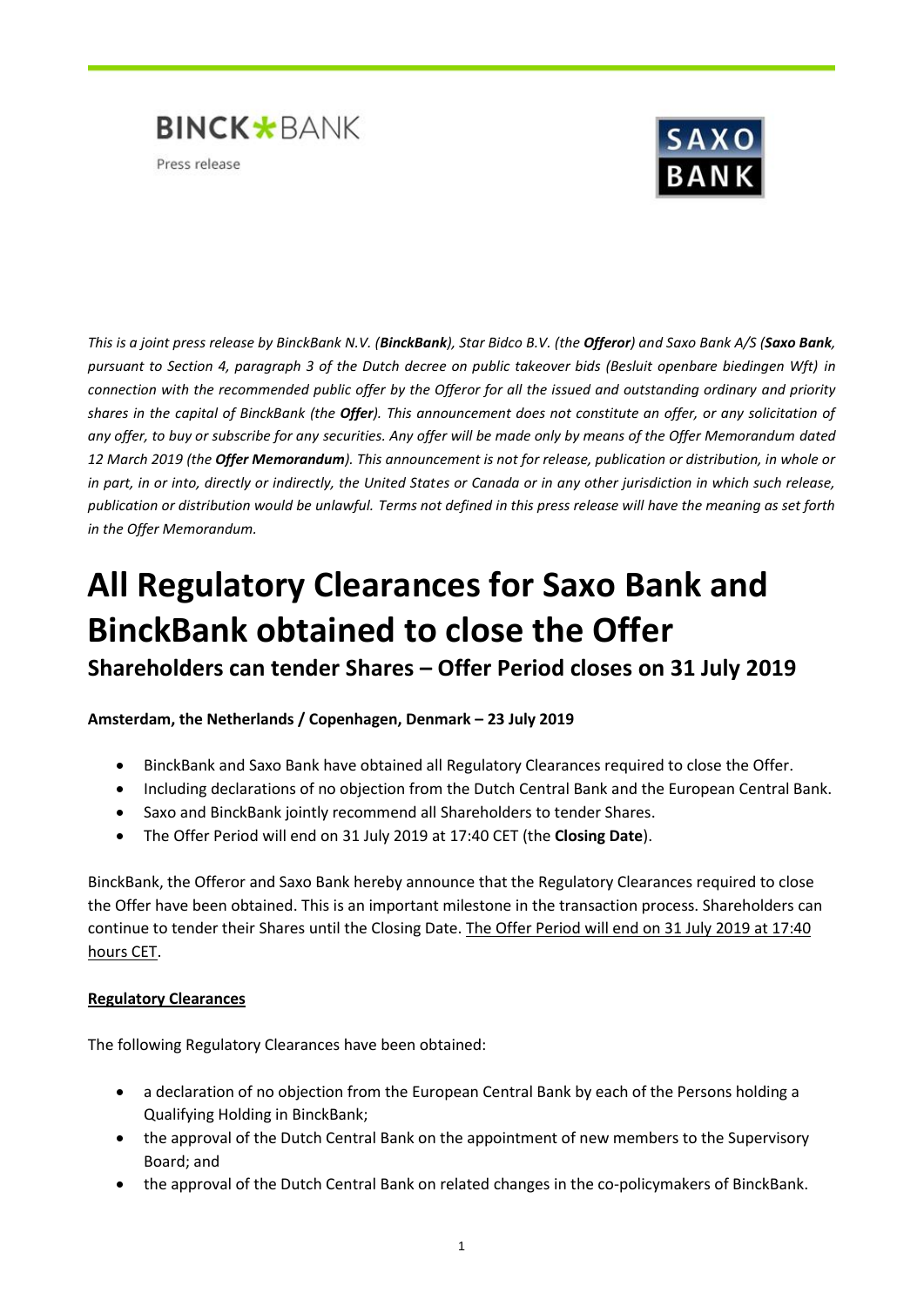BINCK BANK

Press release

SAXO BANK

*This is a joint press release by BinckBank N.V. (**BinckBank**), Star Bidco B.V. (the **Offeror**) and Saxo Bank A/S (**Saxo Bank**, pursuant to Section 4, paragraph 3 of the Dutch decree on public takeover bids (Besluit openbare biedingen Wft) in connection with the recommended public offer by the Offeror for all the issued and outstanding ordinary and priority shares in the capital of BinckBank (the **Offer**). This announcement does not constitute an offer, or any solicitation of any offer, to buy or subscribe for any securities. Any offer will be made only by means of the Offer Memorandum dated 12 March 2019 (the **Offer Memorandum**). This announcement is not for release, publication or distribution, in whole or in part, in or into, directly or indirectly, the United States or Canada or in any other jurisdiction in which such release, publication or distribution would be unlawful. Terms not defined in this press release will have the meaning as set forth in the Offer Memorandum.*

# All Regulatory Clearances for Saxo Bank and BinckBank obtained to close the Offer

## Shareholders can tender Shares – Offer Period closes on 31 July 2019

**Amsterdam, the Netherlands / Copenhagen, Denmark – 23 July 2019**

- BinckBank and Saxo Bank have obtained all Regulatory Clearances required to close the Offer.
- Including declarations of no objection from the Dutch Central Bank and the European Central Bank.
- Saxo and BinckBank jointly recommend all Shareholders to tender Shares.
- The Offer Period will end on 31 July 2019 at 17:40 CET (the **Closing Date**).

BinckBank, the Offeror and Saxo Bank hereby announce that the Regulatory Clearances required to close the Offer have been obtained. This is an important milestone in the transaction process. Shareholders can continue to tender their Shares until the Closing Date. The Offer Period will end on 31 July 2019 at 17:40 hours CET.

**Regulatory Clearances**

The following Regulatory Clearances have been obtained:

- a declaration of no objection from the European Central Bank by each of the Persons holding a Qualifying Holding in BinckBank;
- the approval of the Dutch Central Bank on the appointment of new members to the Supervisory Board; and
- the approval of the Dutch Central Bank on related changes in the co-policymakers of BinckBank.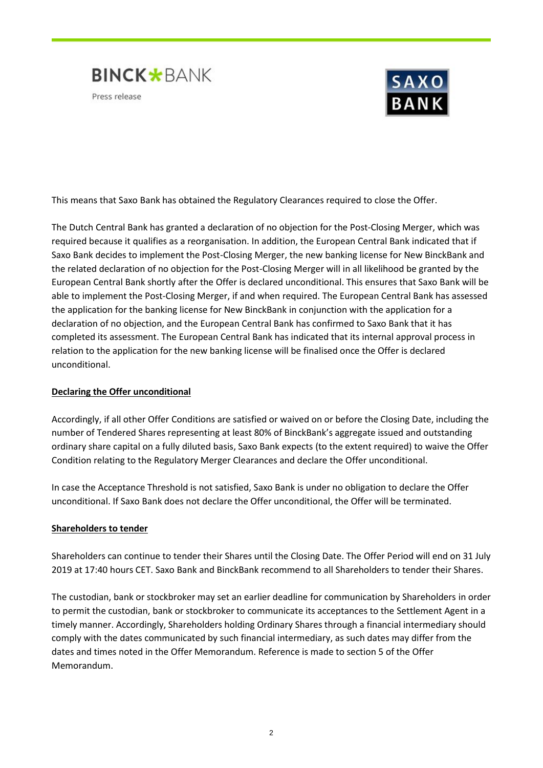This means that Saxo Bank has obtained the Regulatory Clearances required to close the Offer.

The Dutch Central Bank has granted a declaration of no objection for the Post-Closing Merger, which was required because it qualifies as a reorganisation. In addition, the European Central Bank indicated that if Saxo Bank decides to implement the Post-Closing Merger, the new banking license for New BinckBank and the related declaration of no objection for the Post-Closing Merger will in all likelihood be granted by the European Central Bank shortly after the Offer is declared unconditional. This ensures that Saxo Bank will be able to implement the Post-Closing Merger, if and when required. The European Central Bank has assessed the application for the banking license for New BinckBank in conjunction with the application for a declaration of no objection, and the European Central Bank has confirmed to Saxo Bank that it has completed its assessment. The European Central Bank has indicated that its internal approval process in relation to the application for the new banking license will be finalised once the Offer is declared unconditional.

**Declaring the Offer unconditional**

Accordingly, if all other Offer Conditions are satisfied or waived on or before the Closing Date, including the number of Tendered Shares representing at least 80% of BinckBank's aggregate issued and outstanding ordinary share capital on a fully diluted basis, Saxo Bank expects (to the extent required) to waive the Offer Condition relating to the Regulatory Merger Clearances and declare the Offer unconditional.

In case the Acceptance Threshold is not satisfied, Saxo Bank is under no obligation to declare the Offer unconditional. If Saxo Bank does not declare the Offer unconditional, the Offer will be terminated.

**Shareholders to tender**

Shareholders can continue to tender their Shares until the Closing Date. The Offer Period will end on 31 July 2019 at 17:40 hours CET. Saxo Bank and BinckBank recommend to all Shareholders to tender their Shares.

The custodian, bank or stockbroker may set an earlier deadline for communication by Shareholders in order to permit the custodian, bank or stockbroker to communicate its acceptances to the Settlement Agent in a timely manner. Accordingly, Shareholders holding Ordinary Shares through a financial intermediary should comply with the dates communicated by such financial intermediary, as such dates may differ from the dates and times noted in the Offer Memorandum. Reference is made to section 5 of the Offer Memorandum.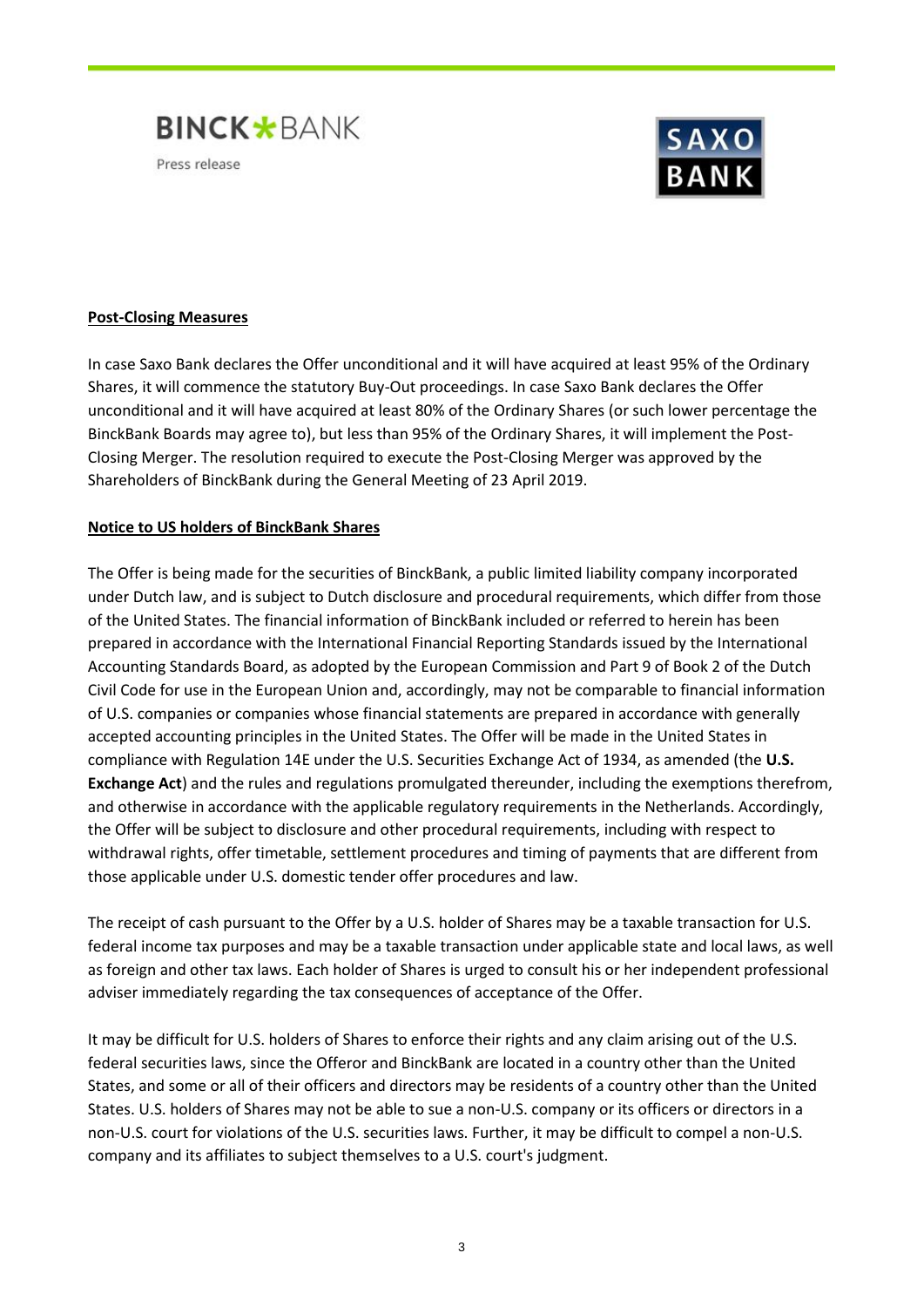**Post-Closing Measures**

In case Saxo Bank declares the Offer unconditional and it will have acquired at least 95% of the Ordinary Shares, it will commence the statutory Buy-Out proceedings. In case Saxo Bank declares the Offer unconditional and it will have acquired at least 80% of the Ordinary Shares (or such lower percentage the BinckBank Boards may agree to), but less than 95% of the Ordinary Shares, it will implement the Post-Closing Merger. The resolution required to execute the Post-Closing Merger was approved by the Shareholders of BinckBank during the General Meeting of 23 April 2019.

**Notice to US holders of BinckBank Shares**

The Offer is being made for the securities of BinckBank, a public limited liability company incorporated under Dutch law, and is subject to Dutch disclosure and procedural requirements, which differ from those of the United States. The financial information of BinckBank included or referred to herein has been prepared in accordance with the International Financial Reporting Standards issued by the International Accounting Standards Board, as adopted by the European Commission and Part 9 of Book 2 of the Dutch Civil Code for use in the European Union and, accordingly, may not be comparable to financial information of U.S. companies or companies whose financial statements are prepared in accordance with generally accepted accounting principles in the United States. The Offer will be made in the United States in compliance with Regulation 14E under the U.S. Securities Exchange Act of 1934, as amended (the **U.S. Exchange Act**) and the rules and regulations promulgated thereunder, including the exemptions therefrom, and otherwise in accordance with the applicable regulatory requirements in the Netherlands. Accordingly, the Offer will be subject to disclosure and other procedural requirements, including with respect to withdrawal rights, offer timetable, settlement procedures and timing of payments that are different from those applicable under U.S. domestic tender offer procedures and law.

The receipt of cash pursuant to the Offer by a U.S. holder of Shares may be a taxable transaction for U.S. federal income tax purposes and may be a taxable transaction under applicable state and local laws, as well as foreign and other tax laws. Each holder of Shares is urged to consult his or her independent professional adviser immediately regarding the tax consequences of acceptance of the Offer.

It may be difficult for U.S. holders of Shares to enforce their rights and any claim arising out of the U.S. federal securities laws, since the Offeror and BinckBank are located in a country other than the United States, and some or all of their officers and directors may be residents of a country other than the United States. U.S. holders of Shares may not be able to sue a non-U.S. company or its officers or directors in a non-U.S. court for violations of the U.S. securities laws. Further, it may be difficult to compel a non-U.S. company and its affiliates to subject themselves to a U.S. court's judgment.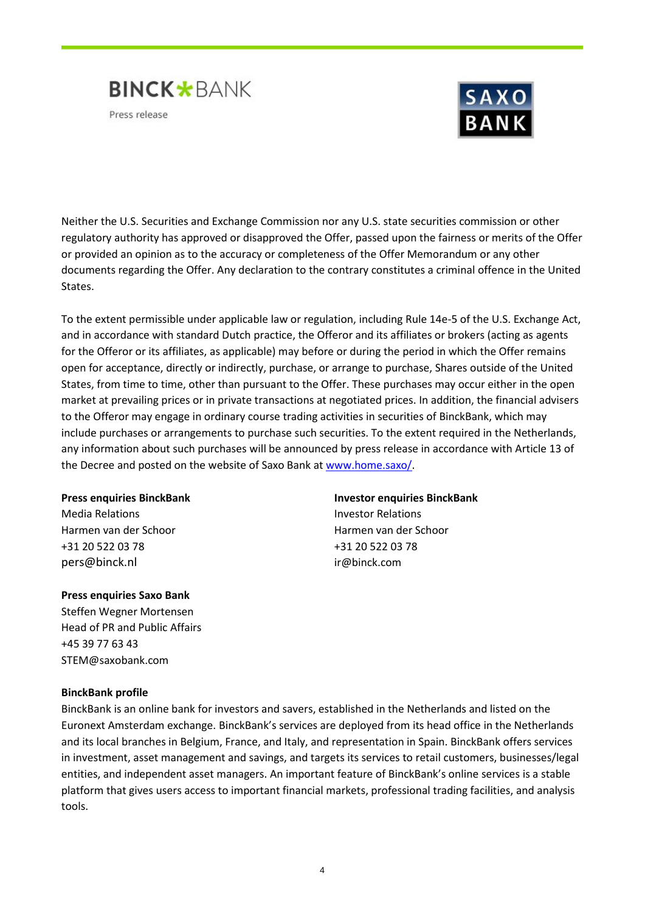Neither the U.S. Securities and Exchange Commission nor any U.S. state securities commission or other regulatory authority has approved or disapproved the Offer, passed upon the fairness or merits of the Offer or provided an opinion as to the accuracy or completeness of the Offer Memorandum or any other documents regarding the Offer. Any declaration to the contrary constitutes a criminal offence in the United States.

To the extent permissible under applicable law or regulation, including Rule 14e-5 of the U.S. Exchange Act, and in accordance with standard Dutch practice, the Offeror and its affiliates or brokers (acting as agents for the Offeror or its affiliates, as applicable) may before or during the period in which the Offer remains open for acceptance, directly or indirectly, purchase, or arrange to purchase, Shares outside of the United States, from time to time, other than pursuant to the Offer. These purchases may occur either in the open market at prevailing prices or in private transactions at negotiated prices. In addition, the financial advisers to the Offeror may engage in ordinary course trading activities in securities of BinckBank, which may include purchases or arrangements to purchase such securities. To the extent required in the Netherlands, any information about such purchases will be announced by press release in accordance with Article 13 of the Decree and posted on the website of Saxo Bank at www.home.saxo/.

**Press enquiries BinckBank**
Media Relations
Harmen van der Schoor
+31 20 522 03 78
pers@binck.nl

**Investor enquiries BinckBank**
Investor Relations
Harmen van der Schoor
+31 20 522 03 78
ir@binck.com

**Press enquiries Saxo Bank**
Steffen Wegner Mortensen
Head of PR and Public Affairs
+45 39 77 63 43
STEM@saxobank.com

**BinckBank profile**

BinckBank is an online bank for investors and savers, established in the Netherlands and listed on the Euronext Amsterdam exchange. BinckBank's services are deployed from its head office in the Netherlands and its local branches in Belgium, France, and Italy, and representation in Spain. BinckBank offers services in investment, asset management and savings, and targets its services to retail customers, businesses/legal entities, and independent asset managers. An important feature of BinckBank's online services is a stable platform that gives users access to important financial markets, professional trading facilities, and analysis tools.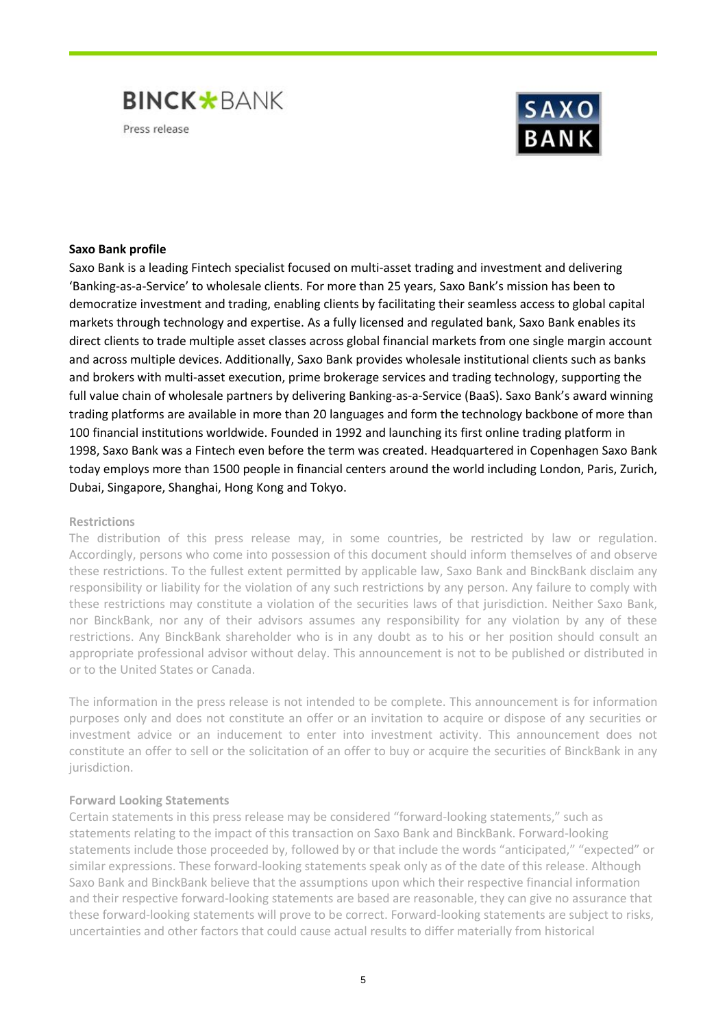**Saxo Bank profile**

Saxo Bank is a leading Fintech specialist focused on multi-asset trading and investment and delivering 'Banking-as-a-Service' to wholesale clients. For more than 25 years, Saxo Bank's mission has been to democratize investment and trading, enabling clients by facilitating their seamless access to global capital markets through technology and expertise. As a fully licensed and regulated bank, Saxo Bank enables its direct clients to trade multiple asset classes across global financial markets from one single margin account and across multiple devices. Additionally, Saxo Bank provides wholesale institutional clients such as banks and brokers with multi-asset execution, prime brokerage services and trading technology, supporting the full value chain of wholesale partners by delivering Banking-as-a-Service (BaaS). Saxo Bank's award winning trading platforms are available in more than 20 languages and form the technology backbone of more than 100 financial institutions worldwide. Founded in 1992 and launching its first online trading platform in 1998, Saxo Bank was a Fintech even before the term was created. Headquartered in Copenhagen Saxo Bank today employs more than 1500 people in financial centers around the world including London, Paris, Zurich, Dubai, Singapore, Shanghai, Hong Kong and Tokyo.

**Restrictions**

The distribution of this press release may, in some countries, be restricted by law or regulation. Accordingly, persons who come into possession of this document should inform themselves of and observe these restrictions. To the fullest extent permitted by applicable law, Saxo Bank and BinckBank disclaim any responsibility or liability for the violation of any such restrictions by any person. Any failure to comply with these restrictions may constitute a violation of the securities laws of that jurisdiction. Neither Saxo Bank, nor BinckBank, nor any of their advisors assumes any responsibility for any violation by any of these restrictions. Any BinckBank shareholder who is in any doubt as to his or her position should consult an appropriate professional advisor without delay. This announcement is not to be published or distributed in or to the United States or Canada.

The information in the press release is not intended to be complete. This announcement is for information purposes only and does not constitute an offer or an invitation to acquire or dispose of any securities or investment advice or an inducement to enter into investment activity. This announcement does not constitute an offer to sell or the solicitation of an offer to buy or acquire the securities of BinckBank in any jurisdiction.

**Forward Looking Statements**

Certain statements in this press release may be considered "forward-looking statements," such as statements relating to the impact of this transaction on Saxo Bank and BinckBank. Forward-looking statements include those proceeded by, followed by or that include the words "anticipated," "expected" or similar expressions. These forward-looking statements speak only as of the date of this release. Although Saxo Bank and BinckBank believe that the assumptions upon which their respective financial information and their respective forward-looking statements are based are reasonable, they can give no assurance that these forward-looking statements will prove to be correct. Forward-looking statements are subject to risks, uncertainties and other factors that could cause actual results to differ materially from historical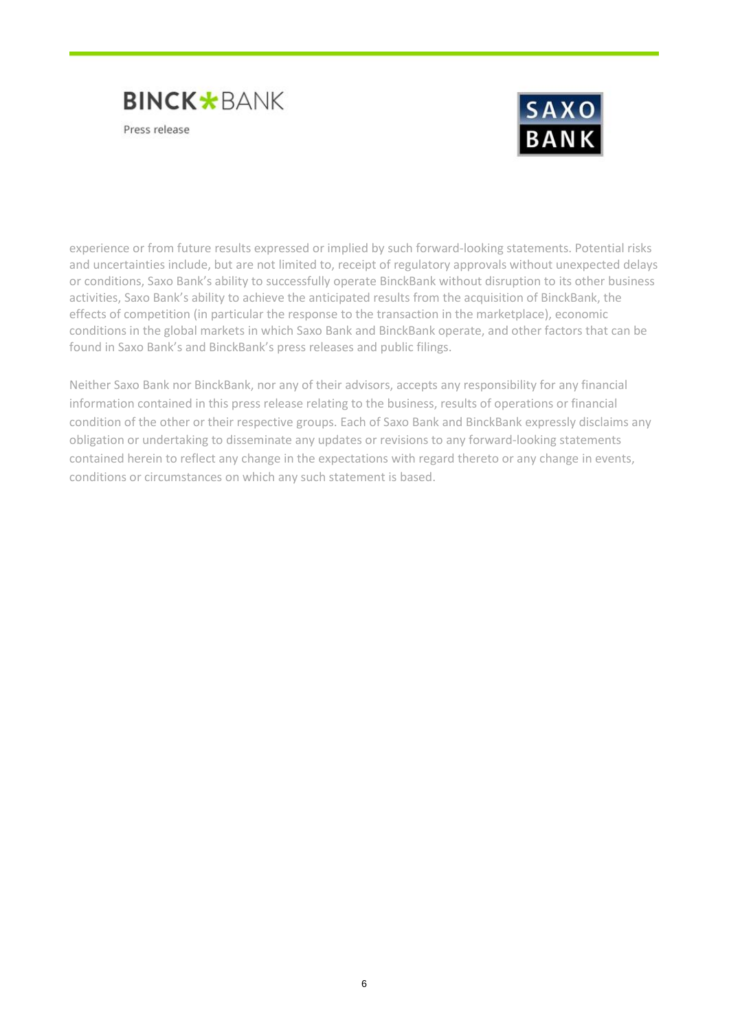experience or from future results expressed or implied by such forward-looking statements. Potential risks and uncertainties include, but are not limited to, receipt of regulatory approvals without unexpected delays or conditions, Saxo Bank's ability to successfully operate BinckBank without disruption to its other business activities, Saxo Bank's ability to achieve the anticipated results from the acquisition of BinckBank, the effects of competition (in particular the response to the transaction in the marketplace), economic conditions in the global markets in which Saxo Bank and BinckBank operate, and other factors that can be found in Saxo Bank's and BinckBank's press releases and public filings.

Neither Saxo Bank nor BinckBank, nor any of their advisors, accepts any responsibility for any financial information contained in this press release relating to the business, results of operations or financial condition of the other or their respective groups. Each of Saxo Bank and BinckBank expressly disclaims any obligation or undertaking to disseminate any updates or revisions to any forward-looking statements contained herein to reflect any change in the expectations with regard thereto or any change in events, conditions or circumstances on which any such statement is based.